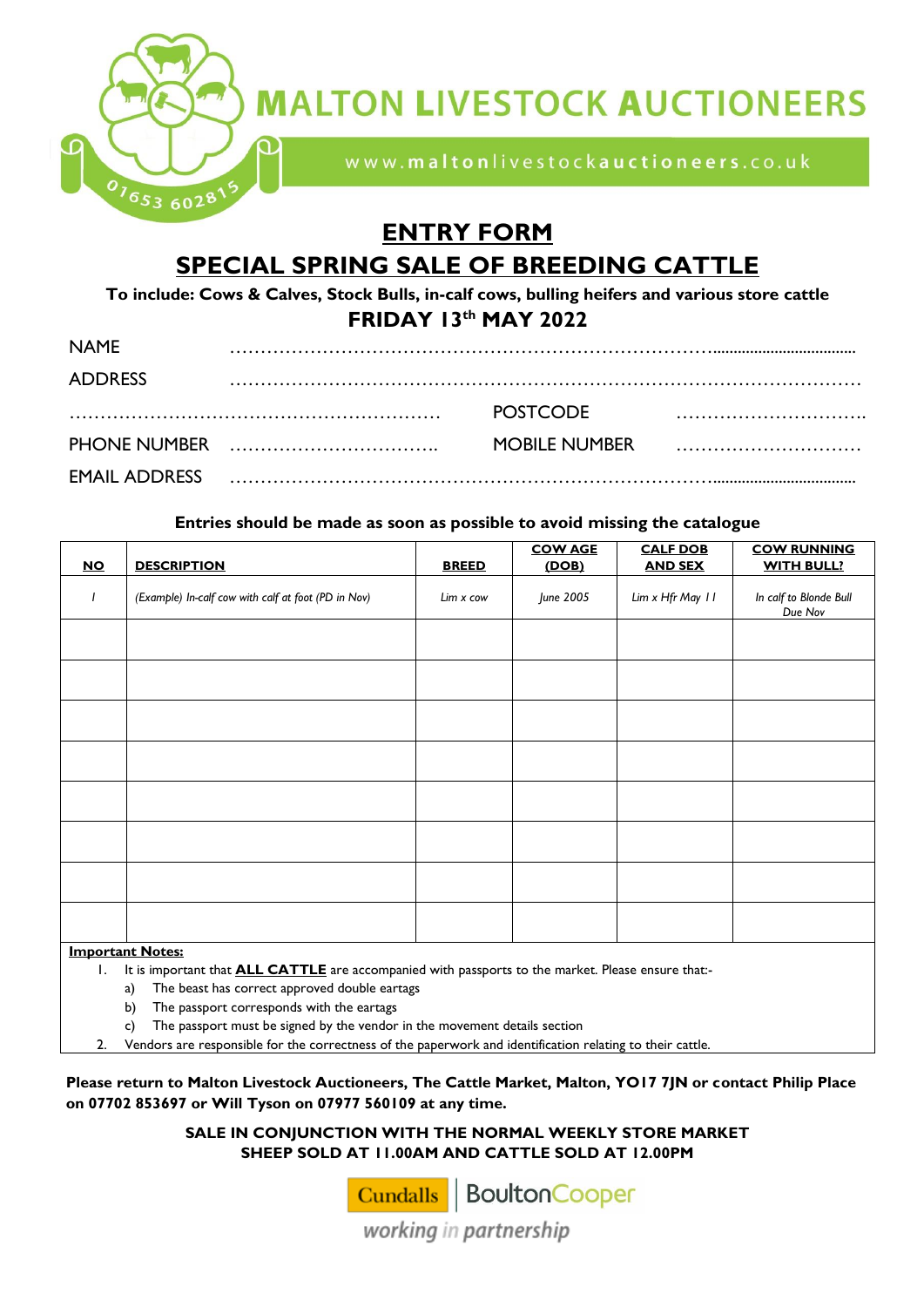# MALTON LIVESTOCK AUCTIONEERS

01653 602815

www.maltonlivestockauctioneers.co.uk

## ENTRY FORM

## SPECIAL SPRING SALE OF BREEDING CATTLE

**To include: Cows & Calves, Stock Bulls, in-calf cows, bulling heifers and various store cattle**

**FRIDAY 13th MAY 2022**

NAME ……………………………………………………………………………………………

ADDRESS ……………………………………………………………………………………………

…………………………………………………… POSTCODE …………………………

PHONE NUMBER …………………………… MOBILE NUMBER …………………………

EMAIL ADDRESS ……………………………………………………………………………………

**Entries should be made as soon as possible to avoid missing the catalogue**

| NO | DESCRIPTION | BREED | COW AGE (DOB) | CALF DOB AND SEX | COW RUNNING WITH BULL? |
|---|---|---|---|---|---|
| *1* | *(Example) In-calf cow with calf at foot (PD in Nov)* | *Lim x cow* | *June 2005* | *Lim x Hfr May 11* | *In calf to Blonde Bull Due Nov* |
| | | | | | |
| | | | | | |
| | | | | | |
| | | | | | |
| | | | | | |
| | | | | | |
| | | | | | |
| | | | | | |

**Important Notes:**

1. It is important that **ALL CATTLE** are accompanied with passports to the market. Please ensure that:-
   a) The beast has correct approved double eartags
   b) The passport corresponds with the eartags
   c) The passport must be signed by the vendor in the movement details section
2. Vendors are responsible for the correctness of the paperwork and identification relating to their cattle.

**Please return to Malton Livestock Auctioneers, The Cattle Market, Malton, YO17 7JN or contact Philip Place on 07702 853697 or Will Tyson on 07977 560109 at any time.**

**SALE IN CONJUNCTION WITH THE NORMAL WEEKLY STORE MARKET**
**SHEEP SOLD AT 11.00AM AND CATTLE SOLD AT 12.00PM**

Cundalls | BoultonCooper

working in partnership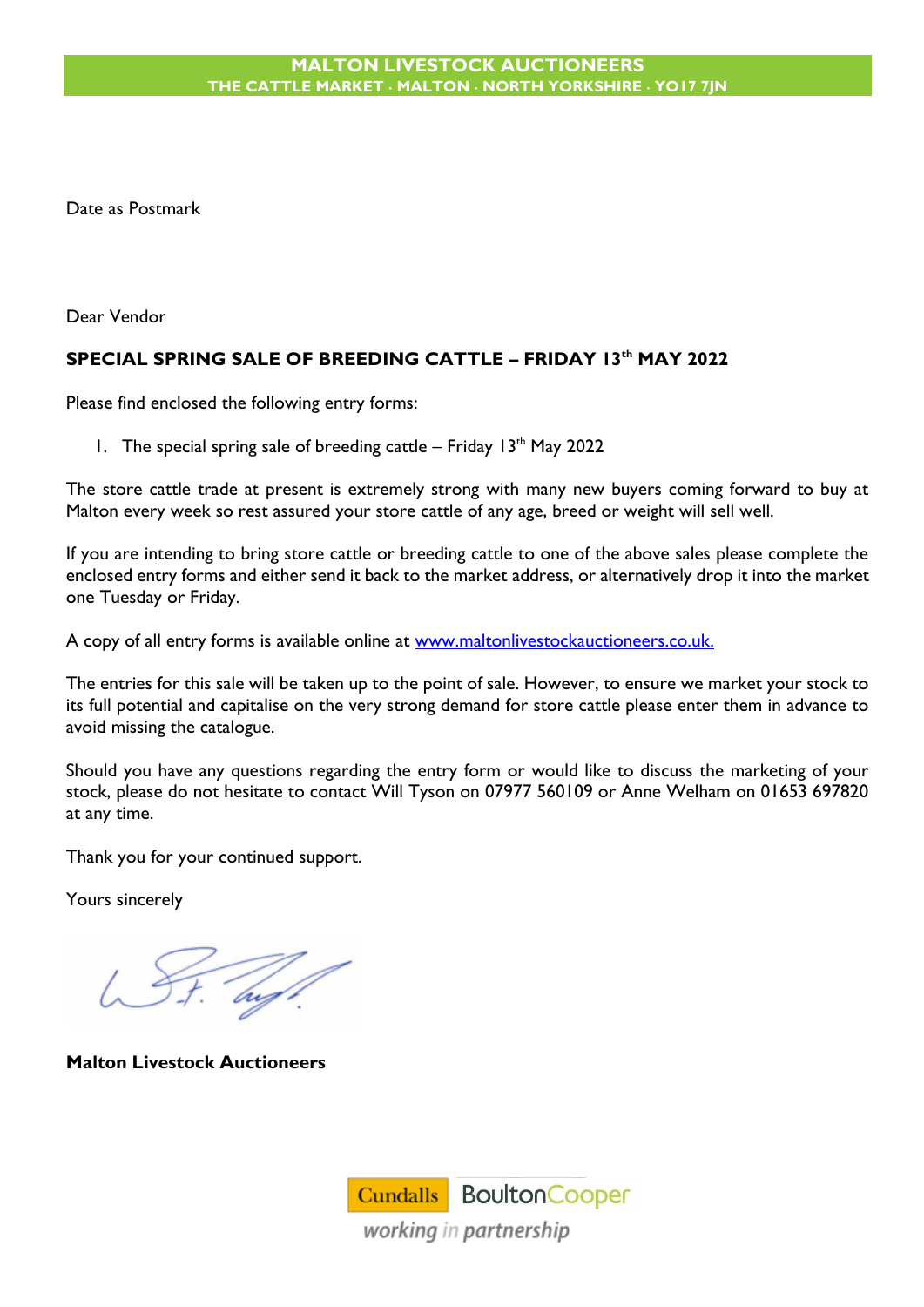**MALTON LIVESTOCK AUCTIONEERS**
**THE CATTLE MARKET · MALTON · NORTH YORKSHIRE · YO17 7JN**

Date as Postmark

Dear Vendor

**SPECIAL SPRING SALE OF BREEDING CATTLE – FRIDAY 13th MAY 2022**

Please find enclosed the following entry forms:

1. The special spring sale of breeding cattle – Friday 13th May 2022

The store cattle trade at present is extremely strong with many new buyers coming forward to buy at Malton every week so rest assured your store cattle of any age, breed or weight will sell well.

If you are intending to bring store cattle or breeding cattle to one of the above sales please complete the enclosed entry forms and either send it back to the market address, or alternatively drop it into the market one Tuesday or Friday.

A copy of all entry forms is available online at [www.maltonlivestockauctioneers.co.uk.](http://www.maltonlivestockauctioneers.co.uk)

The entries for this sale will be taken up to the point of sale. However, to ensure we market your stock to its full potential and capitalise on the very strong demand for store cattle please enter them in advance to avoid missing the catalogue.

Should you have any questions regarding the entry form or would like to discuss the marketing of your stock, please do not hesitate to contact Will Tyson on 07977 560109 or Anne Welham on 01653 697820 at any time.

Thank you for your continued support.

Yours sincerely

**Malton Livestock Auctioneers**

Cundalls BoultonCooper
*working in partnership*